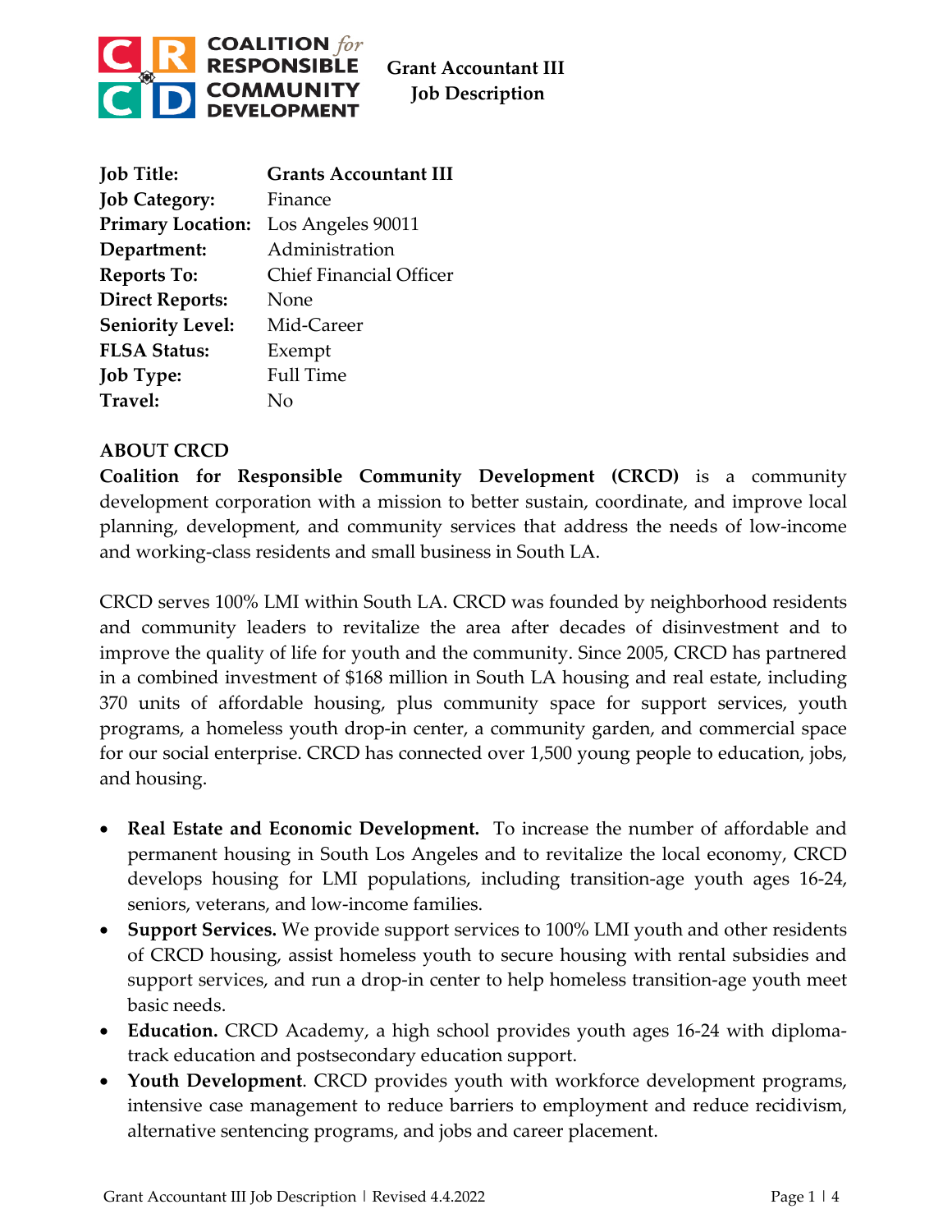# COALITION *for* RESPONSIBLE COMMUNITY DEVELOPMENT

## Grant Accountant III Job Description

| | |
|---|---|
| **Job Title:** | **Grants Accountant III** |
| **Job Category:** | Finance |
| **Primary Location:** | Los Angeles 90011 |
| **Department:** | Administration |
| **Reports To:** | Chief Financial Officer |
| **Direct Reports:** | None |
| **Seniority Level:** | Mid-Career |
| **FLSA Status:** | Exempt |
| **Job Type:** | Full Time |
| **Travel:** | No |

### ABOUT CRCD

**Coalition for Responsible Community Development (CRCD)** is a community development corporation with a mission to better sustain, coordinate, and improve local planning, development, and community services that address the needs of low-income and working-class residents and small business in South LA.

CRCD serves 100% LMI within South LA. CRCD was founded by neighborhood residents and community leaders to revitalize the area after decades of disinvestment and to improve the quality of life for youth and the community. Since 2005, CRCD has partnered in a combined investment of $168 million in South LA housing and real estate, including 370 units of affordable housing, plus community space for support services, youth programs, a homeless youth drop-in center, a community garden, and commercial space for our social enterprise. CRCD has connected over 1,500 young people to education, jobs, and housing.

- **Real Estate and Economic Development.** To increase the number of affordable and permanent housing in South Los Angeles and to revitalize the local economy, CRCD develops housing for LMI populations, including transition-age youth ages 16-24, seniors, veterans, and low-income families.
- **Support Services.** We provide support services to 100% LMI youth and other residents of CRCD housing, assist homeless youth to secure housing with rental subsidies and support services, and run a drop-in center to help homeless transition-age youth meet basic needs.
- **Education.** CRCD Academy, a high school provides youth ages 16-24 with diploma-track education and postsecondary education support.
- **Youth Development**. CRCD provides youth with workforce development programs, intensive case management to reduce barriers to employment and reduce recidivism, alternative sentencing programs, and jobs and career placement.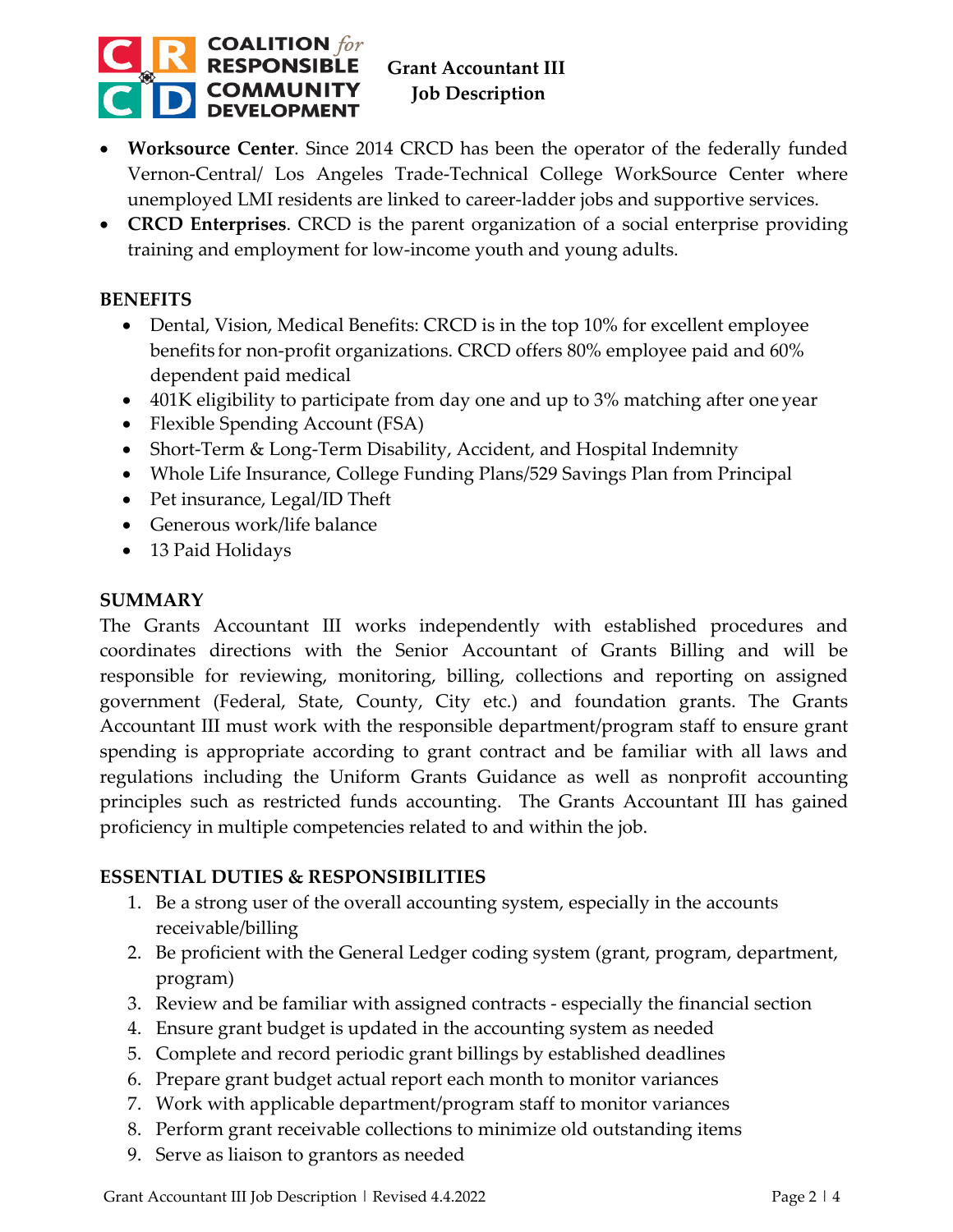- **Worksource Center**. Since 2014 CRCD has been the operator of the federally funded Vernon-Central/ Los Angeles Trade-Technical College WorkSource Center where unemployed LMI residents are linked to career-ladder jobs and supportive services.
- **CRCD Enterprises**. CRCD is the parent organization of a social enterprise providing training and employment for low-income youth and young adults.

## BENEFITS

- Dental, Vision, Medical Benefits: CRCD is in the top 10% for excellent employee benefits for non-profit organizations. CRCD offers 80% employee paid and 60% dependent paid medical
- 401K eligibility to participate from day one and up to 3% matching after one year
- Flexible Spending Account (FSA)
- Short-Term & Long-Term Disability, Accident, and Hospital Indemnity
- Whole Life Insurance, College Funding Plans/529 Savings Plan from Principal
- Pet insurance, Legal/ID Theft
- Generous work/life balance
- 13 Paid Holidays

## SUMMARY

The Grants Accountant III works independently with established procedures and coordinates directions with the Senior Accountant of Grants Billing and will be responsible for reviewing, monitoring, billing, collections and reporting on assigned government (Federal, State, County, City etc.) and foundation grants. The Grants Accountant III must work with the responsible department/program staff to ensure grant spending is appropriate according to grant contract and be familiar with all laws and regulations including the Uniform Grants Guidance as well as nonprofit accounting principles such as restricted funds accounting. The Grants Accountant III has gained proficiency in multiple competencies related to and within the job.

## ESSENTIAL DUTIES & RESPONSIBILITIES

1. Be a strong user of the overall accounting system, especially in the accounts receivable/billing
2. Be proficient with the General Ledger coding system (grant, program, department, program)
3. Review and be familiar with assigned contracts - especially the financial section
4. Ensure grant budget is updated in the accounting system as needed
5. Complete and record periodic grant billings by established deadlines
6. Prepare grant budget actual report each month to monitor variances
7. Work with applicable department/program staff to monitor variances
8. Perform grant receivable collections to minimize old outstanding items
9. Serve as liaison to grantors as needed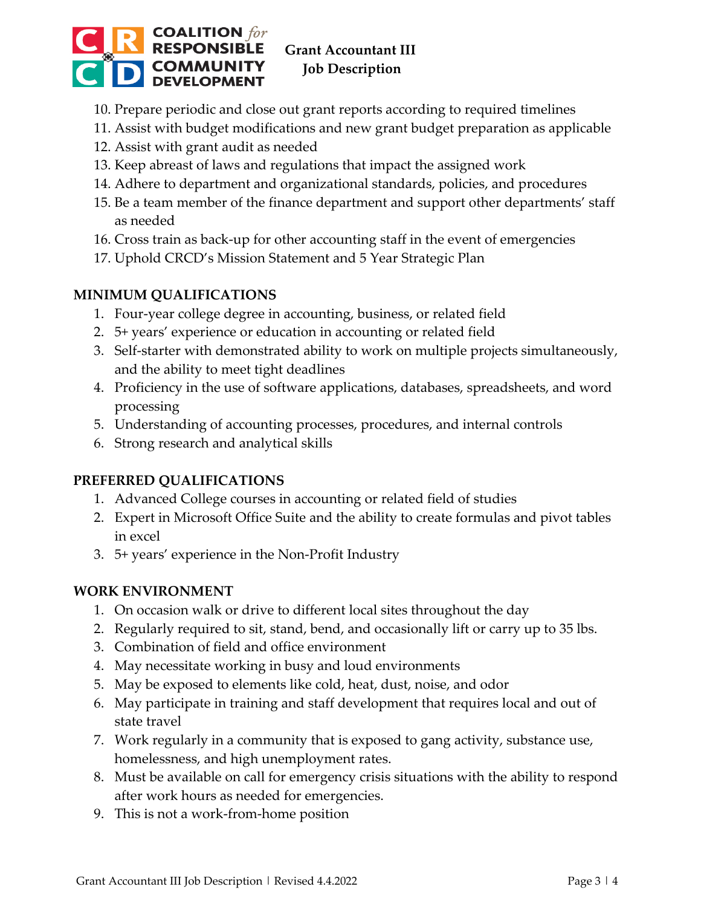10. Prepare periodic and close out grant reports according to required timelines
11. Assist with budget modifications and new grant budget preparation as applicable
12. Assist with grant audit as needed
13. Keep abreast of laws and regulations that impact the assigned work
14. Adhere to department and organizational standards, policies, and procedures
15. Be a team member of the finance department and support other departments' staff as needed
16. Cross train as back-up for other accounting staff in the event of emergencies
17. Uphold CRCD's Mission Statement and 5 Year Strategic Plan

**MINIMUM QUALIFICATIONS**

1. Four-year college degree in accounting, business, or related field
2. 5+ years' experience or education in accounting or related field
3. Self-starter with demonstrated ability to work on multiple projects simultaneously, and the ability to meet tight deadlines
4. Proficiency in the use of software applications, databases, spreadsheets, and word processing
5. Understanding of accounting processes, procedures, and internal controls
6. Strong research and analytical skills

**PREFERRED QUALIFICATIONS**

1. Advanced College courses in accounting or related field of studies
2. Expert in Microsoft Office Suite and the ability to create formulas and pivot tables in excel
3. 5+ years' experience in the Non-Profit Industry

**WORK ENVIRONMENT**

1. On occasion walk or drive to different local sites throughout the day
2. Regularly required to sit, stand, bend, and occasionally lift or carry up to 35 lbs.
3. Combination of field and office environment
4. May necessitate working in busy and loud environments
5. May be exposed to elements like cold, heat, dust, noise, and odor
6. May participate in training and staff development that requires local and out of state travel
7. Work regularly in a community that is exposed to gang activity, substance use, homelessness, and high unemployment rates.
8. Must be available on call for emergency crisis situations with the ability to respond after work hours as needed for emergencies.
9. This is not a work-from-home position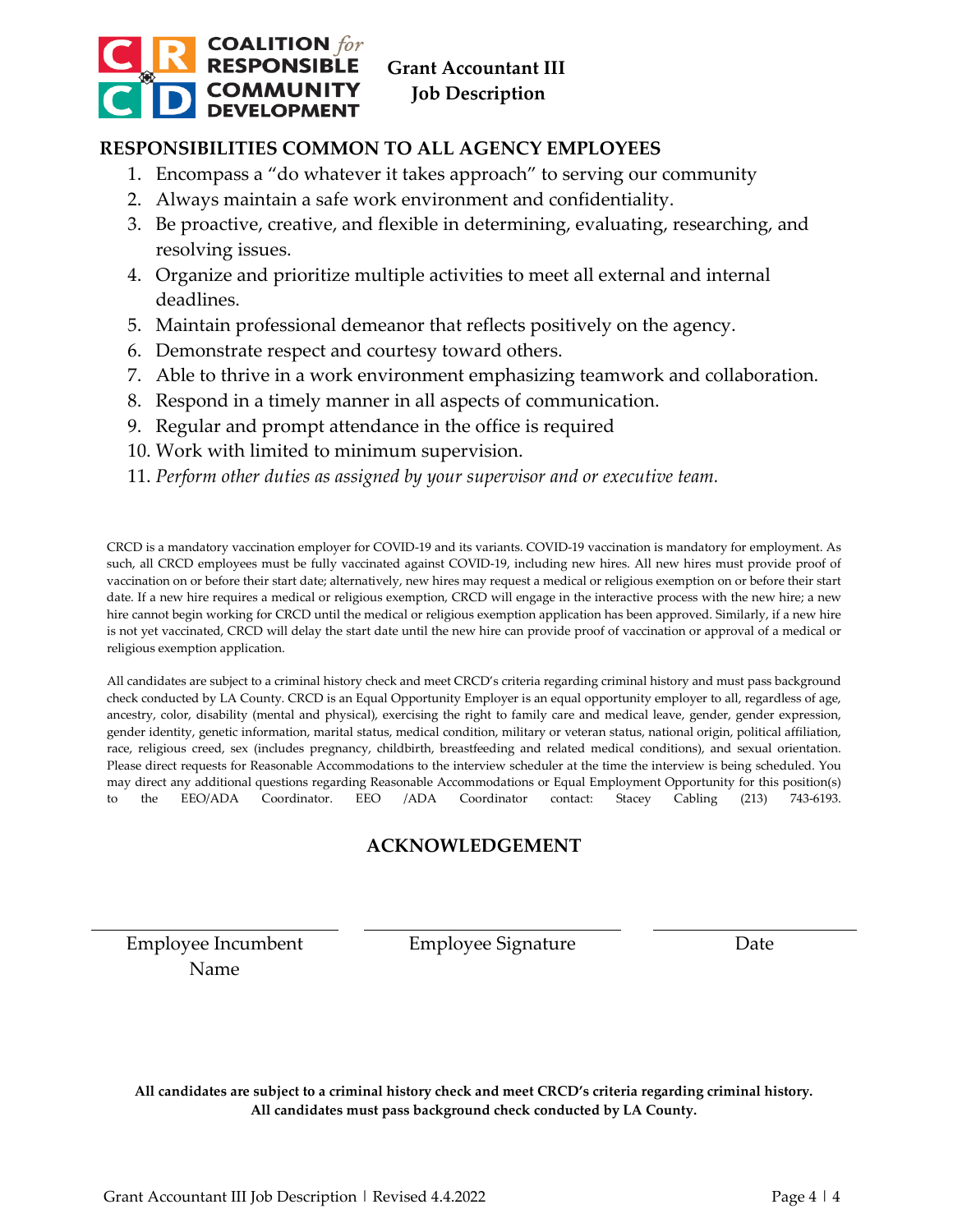**Grant Accountant III**
**Job Description**

## RESPONSIBILITIES COMMON TO ALL AGENCY EMPLOYEES

1. Encompass a "do whatever it takes approach" to serving our community
2. Always maintain a safe work environment and confidentiality.
3. Be proactive, creative, and flexible in determining, evaluating, researching, and resolving issues.
4. Organize and prioritize multiple activities to meet all external and internal deadlines.
5. Maintain professional demeanor that reflects positively on the agency.
6. Demonstrate respect and courtesy toward others.
7. Able to thrive in a work environment emphasizing teamwork and collaboration.
8. Respond in a timely manner in all aspects of communication.
9. Regular and prompt attendance in the office is required
10. Work with limited to minimum supervision.
11. *Perform other duties as assigned by your supervisor and or executive team.*

CRCD is a mandatory vaccination employer for COVID-19 and its variants. COVID-19 vaccination is mandatory for employment. As such, all CRCD employees must be fully vaccinated against COVID-19, including new hires. All new hires must provide proof of vaccination on or before their start date; alternatively, new hires may request a medical or religious exemption on or before their start date. If a new hire requires a medical or religious exemption, CRCD will engage in the interactive process with the new hire; a new hire cannot begin working for CRCD until the medical or religious exemption application has been approved. Similarly, if a new hire is not yet vaccinated, CRCD will delay the start date until the new hire can provide proof of vaccination or approval of a medical or religious exemption application.

All candidates are subject to a criminal history check and meet CRCD's criteria regarding criminal history and must pass background check conducted by LA County. CRCD is an Equal Opportunity Employer is an equal opportunity employer to all, regardless of age, ancestry, color, disability (mental and physical), exercising the right to family care and medical leave, gender, gender expression, gender identity, genetic information, marital status, medical condition, military or veteran status, national origin, political affiliation, race, religious creed, sex (includes pregnancy, childbirth, breastfeeding and related medical conditions), and sexual orientation. Please direct requests for Reasonable Accommodations to the interview scheduler at the time the interview is being scheduled. You may direct any additional questions regarding Reasonable Accommodations or Equal Employment Opportunity for this position(s) to the EEO/ADA Coordinator. EEO /ADA Coordinator contact: Stacey Cabling (213) 743-6193.

## ACKNOWLEDGEMENT

| Employee Incumbent Name | Employee Signature | Date |
|---|---|---|

**All candidates are subject to a criminal history check and meet CRCD's criteria regarding criminal history. All candidates must pass background check conducted by LA County.**